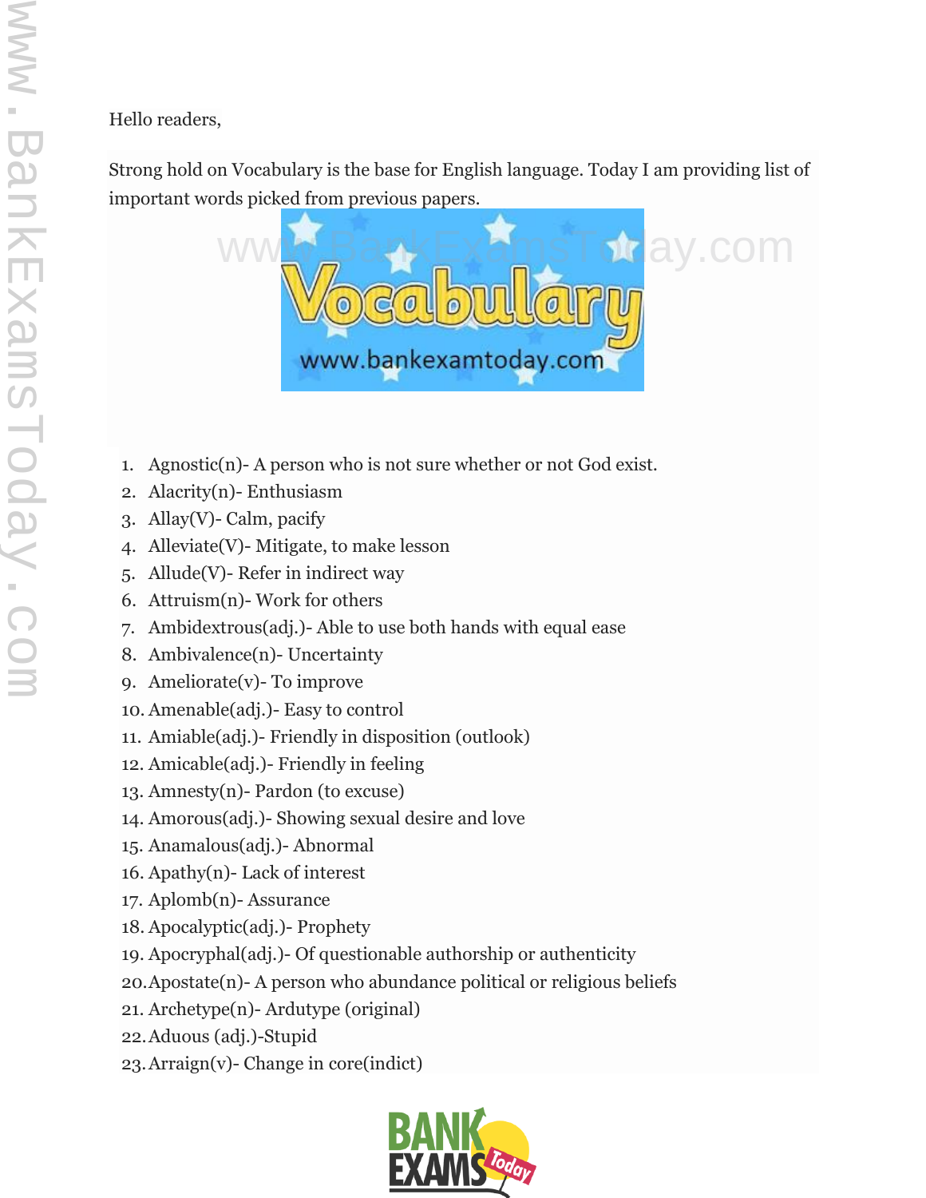Hello readers,

Strong hold on Vocabulary is the base for English language. Today I am providing list of important words picked from previous papers.

1. Agnostic(n)- A person who is not sure whether or not God exist.
2. Alacrity(n)- Enthusiasm
3. Allay(V)- Calm, pacify
4. Alleviate(V)- Mitigate, to make lesson
5. Allude(V)- Refer in indirect way
6. Attruism(n)- Work for others
7. Ambidextrous(adj.)- Able to use both hands with equal ease
8. Ambivalence(n)- Uncertainty
9. Ameliorate(v)- To improve
10. Amenable(adj.)- Easy to control
11. Amiable(adj.)- Friendly in disposition (outlook)
12. Amicable(adj.)- Friendly in feeling
13. Amnesty(n)- Pardon (to excuse)
14. Amorous(adj.)- Showing sexual desire and love
15. Anamalous(adj.)- Abnormal
16. Apathy(n)- Lack of interest
17. Aplomb(n)- Assurance
18. Apocalyptic(adj.)- Prophety
19. Apocryphal(adj.)- Of questionable authorship or authenticity
20. Apostate(n)- A person who abundance political or religious beliefs
21. Archetype(n)- Ardutype (original)
22. Aduous (adj.)-Stupid
23. Arraign(v)- Change in core(indict)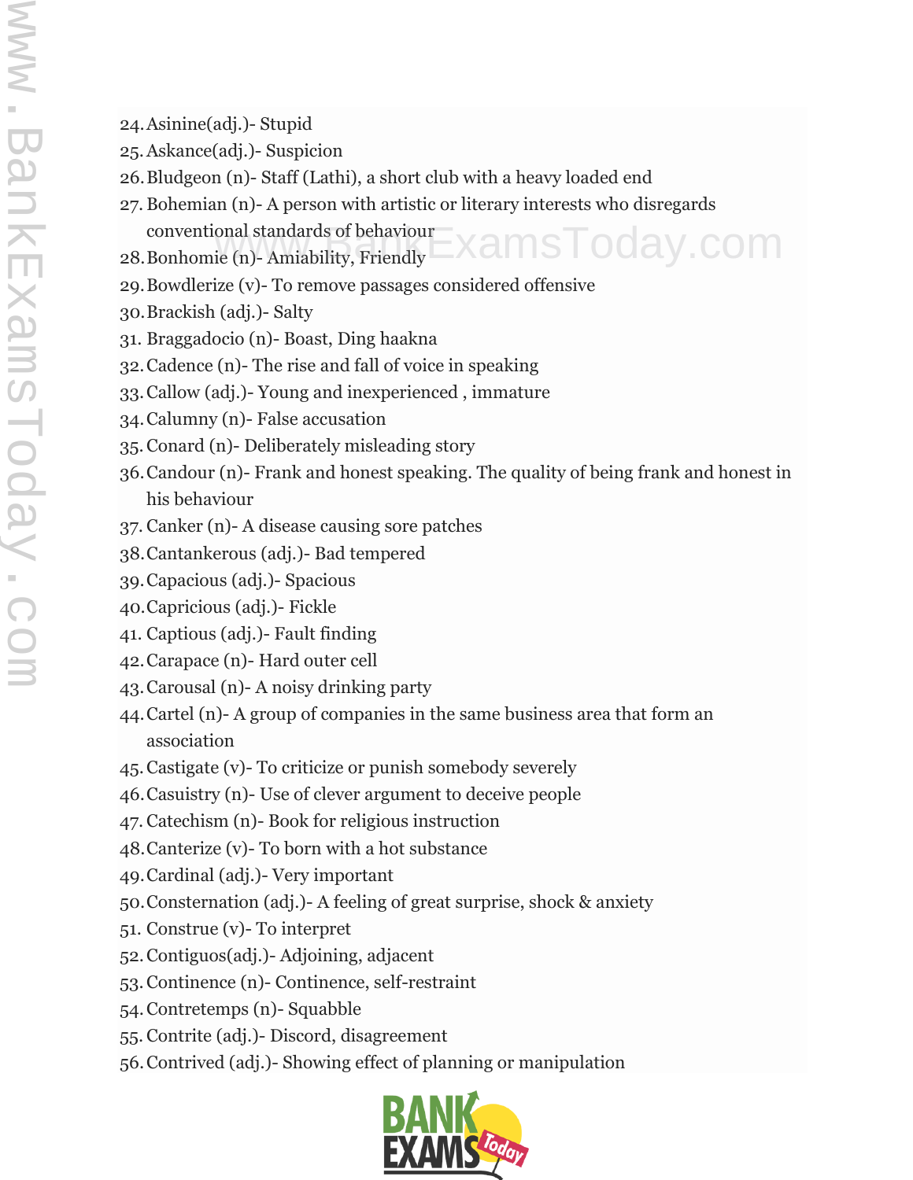24. Asinine(adj.)- Stupid
25. Askance(adj.)- Suspicion
26. Bludgeon (n)- Staff (Lathi), a short club with a heavy loaded end
27. Bohemian (n)- A person with artistic or literary interests who disregards conventional standards of behaviour
28. Bonhomie (n)- Amiability, Friendly
29. Bowdlerize (v)- To remove passages considered offensive
30. Brackish (adj.)- Salty
31. Braggadocio (n)- Boast, Ding haakna
32. Cadence (n)- The rise and fall of voice in speaking
33. Callow (adj.)- Young and inexperienced , immature
34. Calumny (n)- False accusation
35. Conard (n)- Deliberately misleading story
36. Candour (n)- Frank and honest speaking. The quality of being frank and honest in his behaviour
37. Canker (n)- A disease causing sore patches
38. Cantankerous (adj.)- Bad tempered
39. Capacious (adj.)- Spacious
40. Capricious (adj.)- Fickle
41. Captious (adj.)- Fault finding
42. Carapace (n)- Hard outer cell
43. Carousal (n)- A noisy drinking party
44. Cartel (n)- A group of companies in the same business area that form an association
45. Castigate (v)- To criticize or punish somebody severely
46. Casuistry (n)- Use of clever argument to deceive people
47. Catechism (n)- Book for religious instruction
48. Canterize (v)- To born with a hot substance
49. Cardinal (adj.)- Very important
50. Consternation (adj.)- A feeling of great surprise, shock & anxiety
51. Construe (v)- To interpret
52. Contiguos(adj.)- Adjoining, adjacent
53. Continence (n)- Continence, self-restraint
54. Contretemps (n)- Squabble
55. Contrite (adj.)- Discord, disagreement
56. Contrived (adj.)- Showing effect of planning or manipulation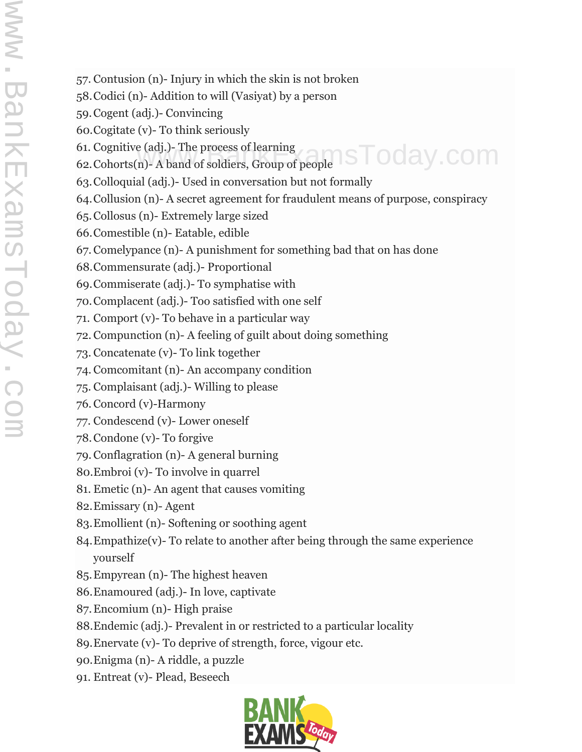57. Contusion (n)- Injury in which the skin is not broken
58. Codici (n)- Addition to will (Vasiyat) by a person
59. Cogent (adj.)- Convincing
60. Cogitate (v)- To think seriously
61. Cognitive (adj.)- The process of learning
62. Cohorts(n)- A band of soldiers, Group of people
63. Colloquial (adj.)- Used in conversation but not formally
64. Collusion (n)- A secret agreement for fraudulent means of purpose, conspiracy
65. Collosus (n)- Extremely large sized
66. Comestible (n)- Eatable, edible
67. Comelypance (n)- A punishment for something bad that on has done
68. Commensurate (adj.)- Proportional
69. Commiserate (adj.)- To symphatise with
70. Complacent (adj.)- Too satisfied with one self
71. Comport (v)- To behave in a particular way
72. Compunction (n)- A feeling of guilt about doing something
73. Concatenate (v)- To link together
74. Comcomitant (n)- An accompany condition
75. Complaisant (adj.)- Willing to please
76. Concord (v)-Harmony
77. Condescend (v)- Lower oneself
78. Condone (v)- To forgive
79. Conflagration (n)- A general burning
80. Embroi (v)- To involve in quarrel
81. Emetic (n)- An agent that causes vomiting
82. Emissary (n)- Agent
83. Emollient (n)- Softening or soothing agent
84. Empathize(v)- To relate to another after being through the same experience yourself
85. Empyrean (n)- The highest heaven
86. Enamoured (adj.)- In love, captivate
87. Encomium (n)- High praise
88. Endemic (adj.)- Prevalent in or restricted to a particular locality
89. Enervate (v)- To deprive of strength, force, vigour etc.
90. Enigma (n)- A riddle, a puzzle
91. Entreat (v)- Plead, Beseech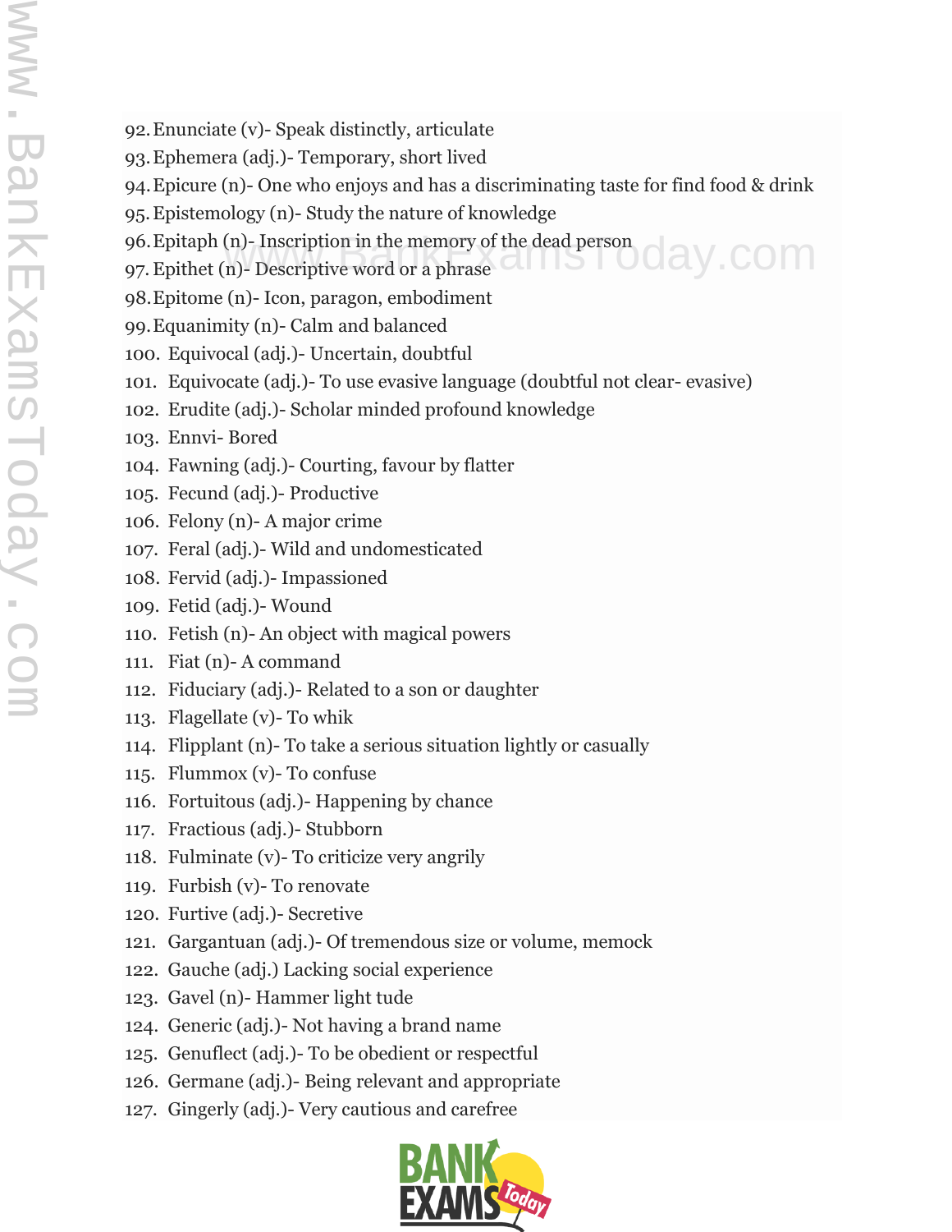92. Enunciate (v)- Speak distinctly, articulate
93. Ephemera (adj.)- Temporary, short lived
94. Epicure (n)- One who enjoys and has a discriminating taste for find food & drink
95. Epistemology (n)- Study the nature of knowledge
96. Epitaph (n)- Inscription in the memory of the dead person
97. Epithet (n)- Descriptive word or a phrase
98. Epitome (n)- Icon, paragon, embodiment
99. Equanimity (n)- Calm and balanced
100. Equivocal (adj.)- Uncertain, doubtful
101. Equivocate (adj.)- To use evasive language (doubtful not clear- evasive)
102. Erudite (adj.)- Scholar minded profound knowledge
103. Ennvi- Bored
104. Fawning (adj.)- Courting, favour by flatter
105. Fecund (adj.)- Productive
106. Felony (n)- A major crime
107. Feral (adj.)- Wild and undomesticated
108. Fervid (adj.)- Impassioned
109. Fetid (adj.)- Wound
110. Fetish (n)- An object with magical powers
111. Fiat (n)- A command
112. Fiduciary (adj.)- Related to a son or daughter
113. Flagellate (v)- To whik
114. Flipplant (n)- To take a serious situation lightly or casually
115. Flummox (v)- To confuse
116. Fortuitous (adj.)- Happening by chance
117. Fractious (adj.)- Stubborn
118. Fulminate (v)- To criticize very angrily
119. Furbish (v)- To renovate
120. Furtive (adj.)- Secretive
121. Gargantuan (adj.)- Of tremendous size or volume, memock
122. Gauche (adj.) Lacking social experience
123. Gavel (n)- Hammer light tude
124. Generic (adj.)- Not having a brand name
125. Genuflect (adj.)- To be obedient or respectful
126. Germane (adj.)- Being relevant and appropriate
127. Gingerly (adj.)- Very cautious and carefree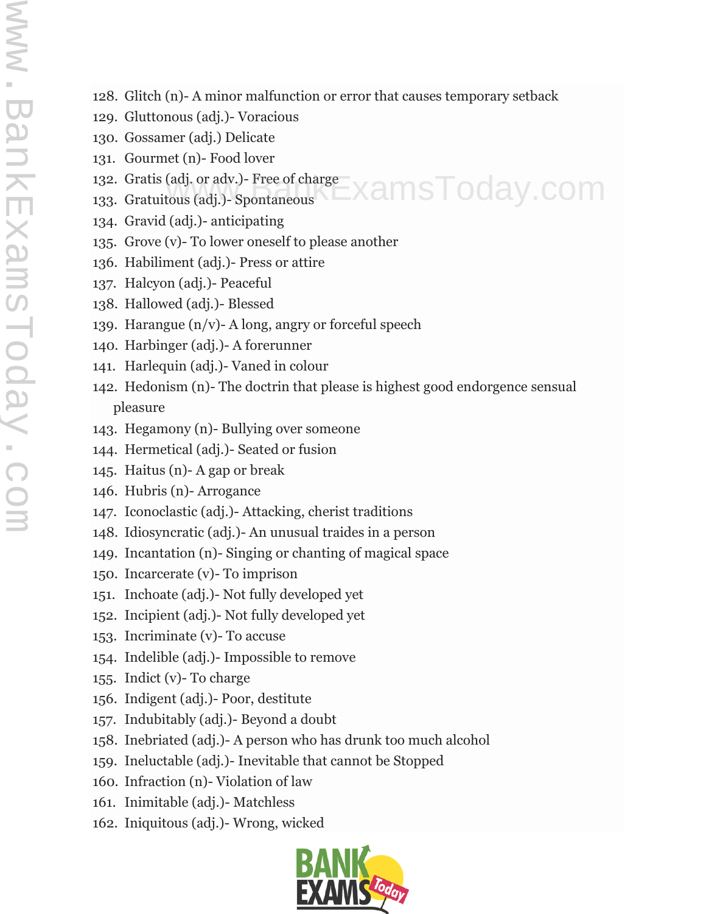128. Glitch (n)- A minor malfunction or error that causes temporary setback
129. Gluttonous (adj.)- Voracious
130. Gossamer (adj.) Delicate
131. Gourmet (n)- Food lover
132. Gratis (adj. or adv.)- Free of charge
133. Gratuitous (adj.)- Spontaneous
134. Gravid (adj.)- anticipating
135. Grove (v)- To lower oneself to please another
136. Habiliment (adj.)- Press or attire
137. Halcyon (adj.)- Peaceful
138. Hallowed (adj.)- Blessed
139. Harangue (n/v)- A long, angry or forceful speech
140. Harbinger (adj.)- A forerunner
141. Harlequin (adj.)- Vaned in colour
142. Hedonism (n)- The doctrin that please is highest good endorgence sensual pleasure
143. Hegamony (n)- Bullying over someone
144. Hermetical (adj.)- Seated or fusion
145. Haitus (n)- A gap or break
146. Hubris (n)- Arrogance
147. Iconoclastic (adj.)- Attacking, cherist traditions
148. Idiosyncratic (adj.)- An unusual traides in a person
149. Incantation (n)- Singing or chanting of magical space
150. Incarcerate (v)- To imprison
151. Inchoate (adj.)- Not fully developed yet
152. Incipient (adj.)- Not fully developed yet
153. Incriminate (v)- To accuse
154. Indelible (adj.)- Impossible to remove
155. Indict (v)- To charge
156. Indigent (adj.)- Poor, destitute
157. Indubitably (adj.)- Beyond a doubt
158. Inebriated (adj.)- A person who has drunk too much alcohol
159. Ineluctable (adj.)- Inevitable that cannot be Stopped
160. Infraction (n)- Violation of law
161. Inimitable (adj.)- Matchless
162. Iniquitous (adj.)- Wrong, wicked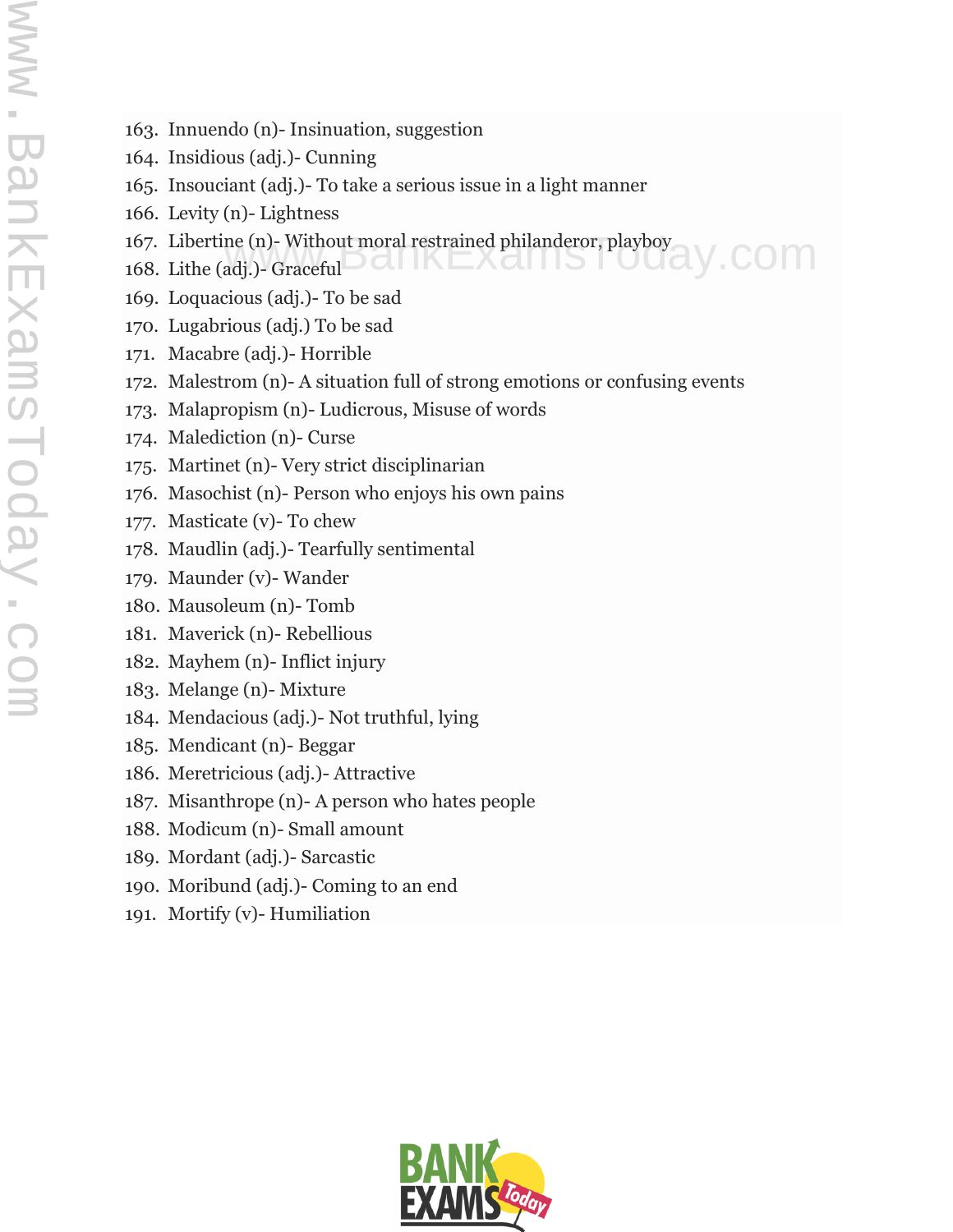163. Innuendo (n)- Insinuation, suggestion
164. Insidious (adj.)- Cunning
165. Insouciant (adj.)- To take a serious issue in a light manner
166. Levity (n)- Lightness
167. Libertine (n)- Without moral restrained philanderor, playboy
168. Lithe (adj.)- Graceful
169. Loquacious (adj.)- To be sad
170. Lugabrious (adj.) To be sad
171. Macabre (adj.)- Horrible
172. Malestrom (n)- A situation full of strong emotions or confusing events
173. Malapropism (n)- Ludicrous, Misuse of words
174. Malediction (n)- Curse
175. Martinet (n)- Very strict disciplinarian
176. Masochist (n)- Person who enjoys his own pains
177. Masticate (v)- To chew
178. Maudlin (adj.)- Tearfully sentimental
179. Maunder (v)- Wander
180. Mausoleum (n)- Tomb
181. Maverick (n)- Rebellious
182. Mayhem (n)- Inflict injury
183. Melange (n)- Mixture
184. Mendacious (adj.)- Not truthful, lying
185. Mendicant (n)- Beggar
186. Meretricious (adj.)- Attractive
187. Misanthrope (n)- A person who hates people
188. Modicum (n)- Small amount
189. Mordant (adj.)- Sarcastic
190. Moribund (adj.)- Coming to an end
191. Mortify (v)- Humiliation